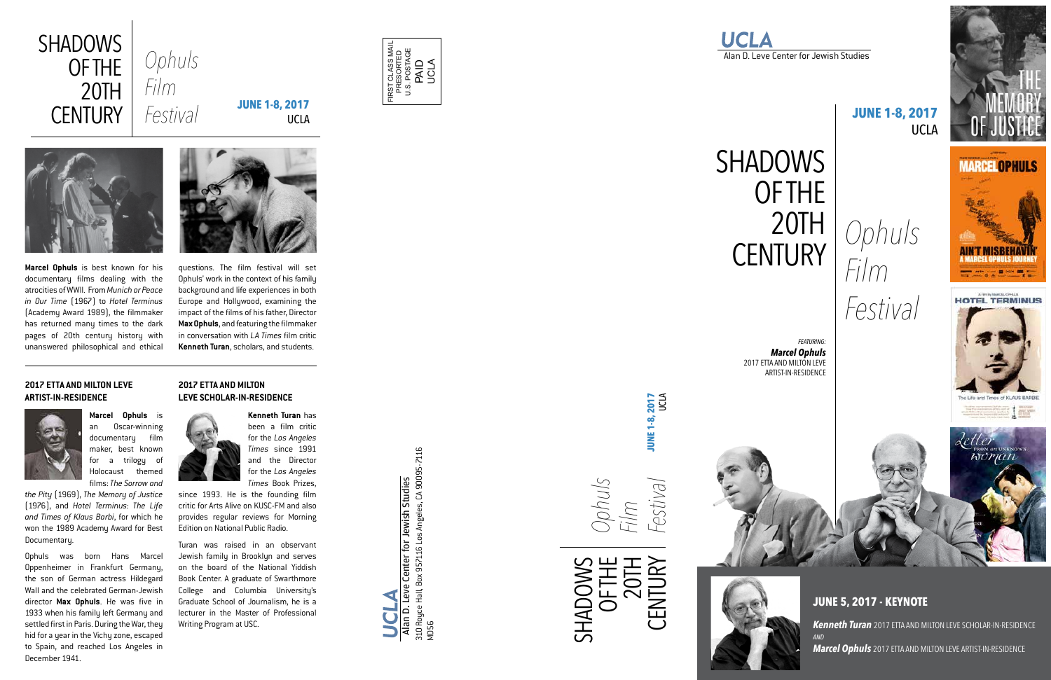# SHADOWS OF THE 20TH CENTURY

*Ophuls Film Festival*

**JUNE 1-8, 2017**
UCLA

**Marcel Ophuls** is best known for his documentary films dealing with the atrocities of WWII. From *Munich or Peace in Our Time* (1967) to *Hotel Terminus* (Academy Award 1989), the filmmaker has returned many times to the dark pages of 20th century history with unanswered philosophical and ethical questions. The film festival will set Ophuls' work in the context of his family background and life experiences in both Europe and Hollywood, examining the impact of the films of his father, Director **Max Ophuls**, and featuring the filmmaker in conversation with *LA Times* film critic **Kenneth Turan**, scholars, and students.

## 2017 ETTA AND MILTON LEVE ARTIST-IN-RESIDENCE

**Marcel Ophuls** is an Oscar-winning documentary film maker, best known for a trilogy of Holocaust themed films: *The Sorrow and the Pity* (1969), *The Memory of Justice* (1976), and *Hotel Terminus: The Life and Times of Klaus Barbi*, for which he won the 1989 Academy Award for Best Documentary.

Ophuls was born Hans Marcel Oppenheimer in Frankfurt Germany, the son of German actress Hildegard Wall and the celebrated German-Jewish director **Max Ophuls**. He was five in 1933 when his family left Germany and settled first in Paris. During the War, they hid for a year in the Vichy zone, escaped to Spain, and reached Los Angeles in December 1941.

## 2017 ETTA AND MILTON LEVE SCHOLAR-IN-RESIDENCE

**Kenneth Turan** has been a film critic for the *Los Angeles Times* since 1991 and the Director for the *Los Angeles Times* Book Prizes, since 1993. He is the founding film critic for Arts Alive on KUSC-FM and also provides regular reviews for Morning Edition on National Public Radio.

Turan was raised in an observant Jewish family in Brooklyn and serves on the board of the National Yiddish Book Center. A graduate of Swarthmore College and Columbia University's Graduate School of Journalism, he is a lecturer in the Master of Professional Writing Program at USC.

FIRST CLASS MAIL
PRESORTED
U.S. POSTAGE
PAID
UCLA

**UCLA**
Alan D. Leve Center for Jewish Studies
310 Royce Hall, Box 957116 Los Angeles, CA 90095-7116
MD56

SHADOWS OF THE 20TH CENTURY
*Ophuls Film Festival*
**JUNE 1-8, 2017**
UCLA

**UCLA**
Alan D. Leve Center for Jewish Studies

**JUNE 1-8, 2017**
UCLA

# SHADOWS OF THE 20TH CENTURY

*Ophuls Film Festival*

*FEATURING:*
***Marcel Ophuls***
2017 ETTA AND MILTON LEVE ARTIST-IN-RESIDENCE

## JUNE 5, 2017 - KEYNOTE

***Kenneth Turan*** 2017 ETTA AND MILTON LEVE SCHOLAR-IN-RESIDENCE

*AND*

***Marcel Ophuls*** 2017 ETTA AND MILTON LEVE ARTIST-IN-RESIDENCE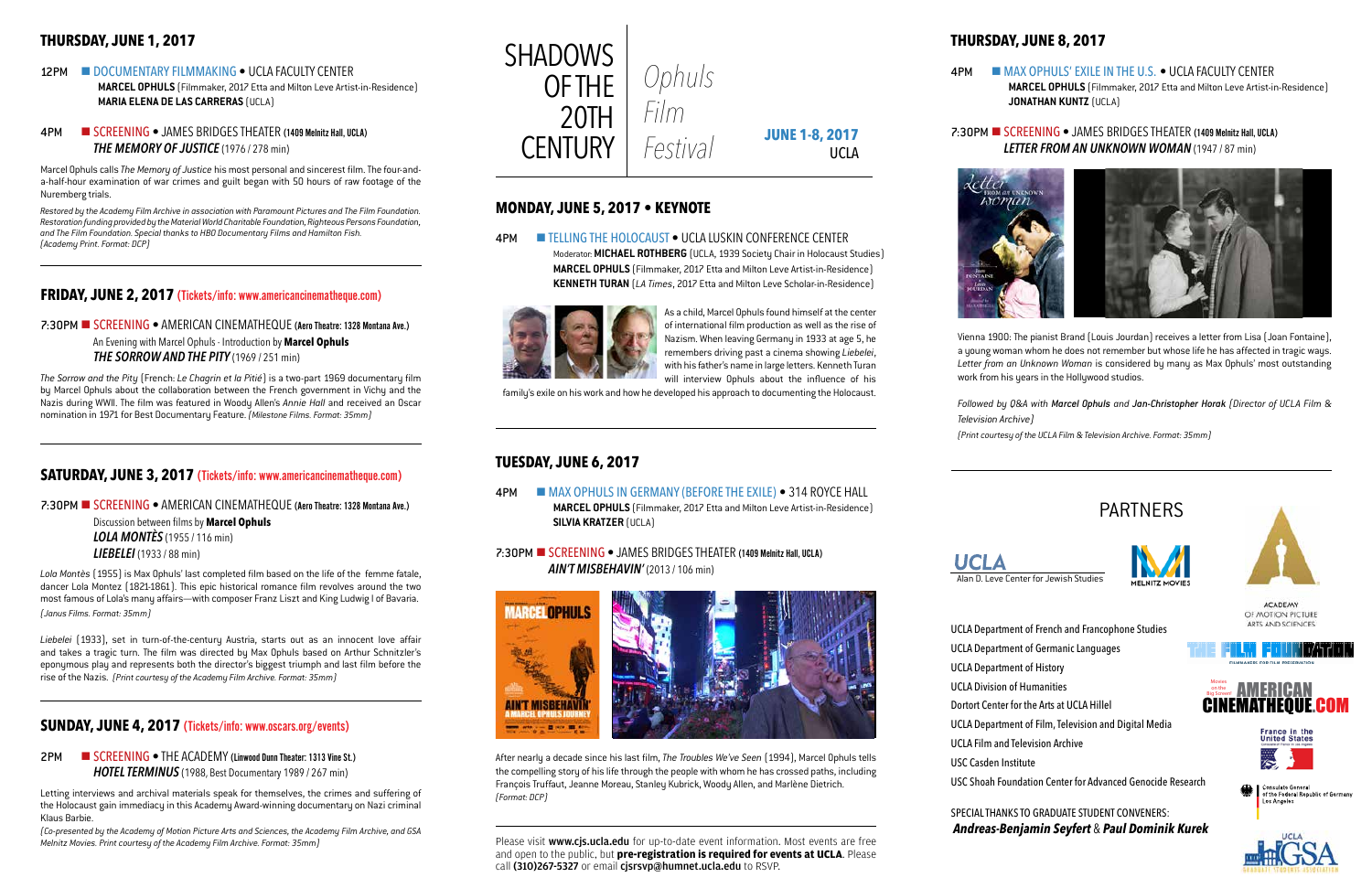# SHADOWS OF THE 20TH CENTURY

*Ophuls Film Festival*

**JUNE 1-8, 2017**
UCLA

## THURSDAY, JUNE 1, 2017

**12PM** ■ DOCUMENTARY FILMMAKING • UCLA FACULTY CENTER
**MARCEL OPHULS** (Filmmaker, 2017 Etta and Milton Leve Artist-in-Residence)
**MARIA ELENA DE LAS CARRERAS** (UCLA)

**4PM** ■ SCREENING • JAMES BRIDGES THEATER **(1409 Melnitz Hall, UCLA)**
***THE MEMORY OF JUSTICE*** (1976 / 278 min)

Marcel Ophuls calls *The Memory of Justice* his most personal and sincerest film. The four-and-a-half-hour examination of war crimes and guilt began with 50 hours of raw footage of the Nuremberg trials.

*Restored by the Academy Film Archive in association with Paramount Pictures and The Film Foundation. Restoration funding provided by the Material World Charitable Foundation, Righteous Persons Foundation, and The Film Foundation. Special thanks to HBO Documentary Films and Hamilton Fish. (Academy Print. Format: DCP)*

## FRIDAY, JUNE 2, 2017 (Tickets/info: www.americancinematheque.com)

**7:30PM** ■ SCREENING • AMERICAN CINEMATHEQUE **(Aero Theatre: 1328 Montana Ave.)**
An Evening with Marcel Ophuls - Introduction by **Marcel Ophuls**
***THE SORROW AND THE PITY*** (1969 / 251 min)

*The Sorrow and the Pity* (French: *Le Chagrin et la Pitié*) is a two-part 1969 documentary film by Marcel Ophuls about the collaboration between the French government in Vichy and the Nazis during WWII. The film was featured in Woody Allen's *Annie Hall* and received an Oscar nomination in 1971 for Best Documentary Feature. *(Milestone Films. Format: 35mm)*

## SATURDAY, JUNE 3, 2017 (Tickets/info: www.americancinematheque.com)

**7:30PM** ■ SCREENING • AMERICAN CINEMATHEQUE **(Aero Theatre: 1328 Montana Ave.)**
Discussion between films by **Marcel Ophuls**
***LOLA MONTÈS*** (1955 / 116 min)
***LIEBELEI*** (1933 / 88 min)

*Lola Montès* (1955) is Max Ophuls' last completed film based on the life of the femme fatale, dancer Lola Montez (1821-1861). This epic historical romance film revolves around the two most famous of Lola's many affairs—with composer Franz Liszt and King Ludwig I of Bavaria. *(Janus Films. Format: 35mm)*

*Liebelei* (1933), set in turn-of-the-century Austria, starts out as an innocent love affair and takes a tragic turn. The film was directed by Max Ophuls based on Arthur Schnitzler's eponymous play and represents both the director's biggest triumph and last film before the rise of the Nazis. *(Print courtesy of the Academy Film Archive. Format: 35mm)*

## SUNDAY, JUNE 4, 2017 (Tickets/info: www.oscars.org/events)

**2PM** ■ SCREENING • THE ACADEMY **(Linwood Dunn Theater: 1313 Vine St.)**
***HOTEL TERMINUS*** (1988, Best Documentary 1989 / 267 min)

Letting interviews and archival materials speak for themselves, the crimes and suffering of the Holocaust gain immediacy in this Academy Award-winning documentary on Nazi criminal Klaus Barbie.

*(Co-presented by the Academy of Motion Picture Arts and Sciences, the Academy Film Archive, and GSA Melnitz Movies. Print courtesy of the Academy Film Archive. Format: 35mm)*

## MONDAY, JUNE 5, 2017 • KEYNOTE

**4PM** ■ TELLING THE HOLOCAUST • UCLA LUSKIN CONFERENCE CENTER
Moderator: **MICHAEL ROTHBERG** (UCLA, 1939 Society Chair in Holocaust Studies)
**MARCEL OPHULS** (Filmmaker, 2017 Etta and Milton Leve Artist-in-Residence)
**KENNETH TURAN** (*LA Times*, 2017 Etta and Milton Leve Scholar-in-Residence)

As a child, Marcel Ophuls found himself at the center of international film production as well as the rise of Nazism. When leaving Germany in 1933 at age 5, he remembers driving past a cinema showing *Liebelei*, with his father's name in large letters. Kenneth Turan will interview Ophuls about the influence of his family's exile on his work and how he developed his approach to documenting the Holocaust.

## TUESDAY, JUNE 6, 2017

**4PM** ■ MAX OPHULS IN GERMANY (BEFORE THE EXILE) • 314 ROYCE HALL
**MARCEL OPHULS** (Filmmaker, 2017 Etta and Milton Leve Artist-in-Residence)
**SILVIA KRATZER** (UCLA)

**7:30PM** ■ SCREENING • JAMES BRIDGES THEATER **(1409 Melnitz Hall, UCLA)**
***AIN'T MISBEHAVIN'*** (2013 / 106 min)

After nearly a decade since his last film, *The Troubles We've Seen* (1994), Marcel Ophuls tells the compelling story of his life through the people with whom he has crossed paths, including François Truffaut, Jeanne Moreau, Stanley Kubrick, Woody Allen, and Marlène Dietrich. *(Format: DCP)*

Please visit **www.cjs.ucla.edu** for up-to-date event information. Most events are free and open to the public, but **pre-registration is required for events at UCLA**. Please call **(310)267-5327** or email **cjsrsvp@humnet.ucla.edu** to RSVP.

## THURSDAY, JUNE 8, 2017

**4PM** ■ MAX OPHULS' EXILE IN THE U.S. • UCLA FACULTY CENTER
**MARCEL OPHULS** (Filmmaker, 2017 Etta and Milton Leve Artist-in-Residence)
**JONATHAN KUNTZ** (UCLA)

**7:30PM** ■ SCREENING • JAMES BRIDGES THEATER **(1409 Melnitz Hall, UCLA)**
***LETTER FROM AN UNKNOWN WOMAN*** (1947 / 87 min)

Vienna 1900: The pianist Brand (Louis Jourdan) receives a letter from Lisa (Joan Fontaine), a young woman whom he does not remember but whose life he has affected in tragic ways. *Letter from an Unknown Woman* is considered by many as Max Ophuls' most outstanding work from his years in the Hollywood studios.

*Followed by Q&A with **Marcel Ophuls** and **Jan-Christopher Horak** (Director of UCLA Film & Television Archive)*

*(Print courtesy of the UCLA Film & Television Archive. Format: 35mm)*

## PARTNERS

UCLA Alan D. Leve Center for Jewish Studies
Melnitz Movies
Academy of Motion Picture Arts and Sciences

UCLA Department of French and Francophone Studies
UCLA Department of Germanic Languages
UCLA Department of History
UCLA Division of Humanities
Dortort Center for the Arts at UCLA Hillel
UCLA Department of Film, Television and Digital Media
UCLA Film and Television Archive
USC Casden Institute
USC Shoah Foundation Center for Advanced Genocide Research

The Film Foundation
American Cinematheque.com
France in the United States
Consulate General of the Federal Republic of Germany Los Angeles
UCLA GSA

SPECIAL THANKS TO GRADUATE STUDENT CONVENERS:
***Andreas-Benjamin Seyfert*** & ***Paul Dominik Kurek***